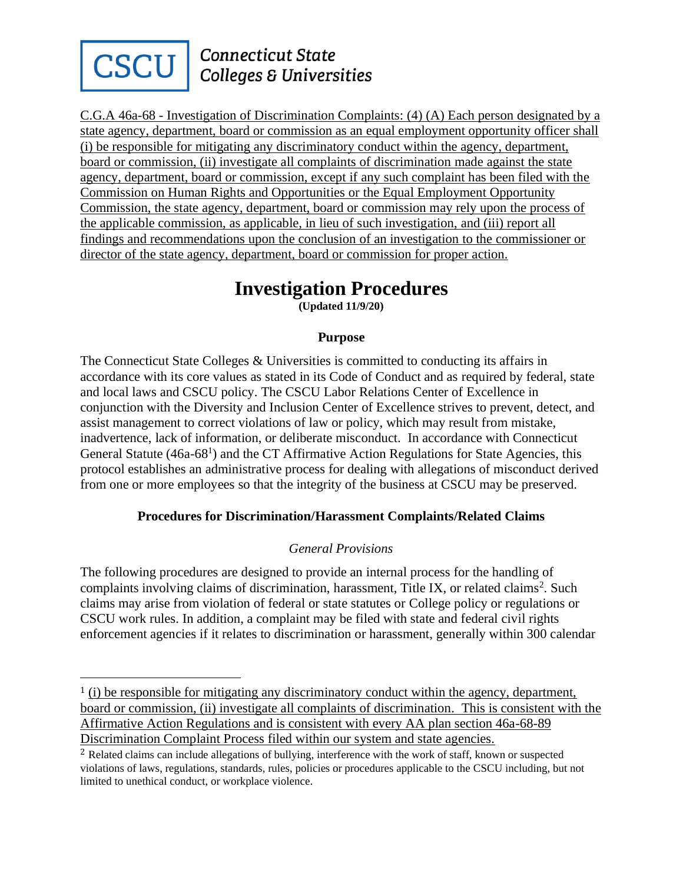# CSCU Connecticut State Colleges & Universities

C.G.A 46a-68 - Investigation of Discrimination Complaints: (4) (A) Each person designated by a state agency, department, board or commission as an equal employment opportunity officer shall (i) be responsible for mitigating any discriminatory conduct within the agency, department, board or commission, (ii) investigate all complaints of discrimination made against the state agency, department, board or commission, except if any such complaint has been filed with the Commission on Human Rights and Opportunities or the Equal Employment Opportunity Commission, the state agency, department, board or commission may rely upon the process of the applicable commission, as applicable, in lieu of such investigation, and (iii) report all findings and recommendations upon the conclusion of an investigation to the commissioner or director of the state agency, department, board or commission for proper action.

# Investigation Procedures

**(Updated 11/9/20)**

### Purpose

The Connecticut State Colleges & Universities is committed to conducting its affairs in accordance with its core values as stated in its Code of Conduct and as required by federal, state and local laws and CSCU policy. The CSCU Labor Relations Center of Excellence in conjunction with the Diversity and Inclusion Center of Excellence strives to prevent, detect, and assist management to correct violations of law or policy, which may result from mistake, inadvertence, lack of information, or deliberate misconduct. In accordance with Connecticut General Statute (46a-68[1]) and the CT Affirmative Action Regulations for State Agencies, this protocol establishes an administrative process for dealing with allegations of misconduct derived from one or more employees so that the integrity of the business at CSCU may be preserved.

### Procedures for Discrimination/Harassment Complaints/Related Claims

*General Provisions*

The following procedures are designed to provide an internal process for the handling of complaints involving claims of discrimination, harassment, Title IX, or related claims[2]. Such claims may arise from violation of federal or state statutes or College policy or regulations or CSCU work rules. In addition, a complaint may be filed with state and federal civil rights enforcement agencies if it relates to discrimination or harassment, generally within 300 calendar

---

[1] (i) be responsible for mitigating any discriminatory conduct within the agency, department, board or commission, (ii) investigate all complaints of discrimination. This is consistent with the Affirmative Action Regulations and is consistent with every AA plan section 46a-68-89 Discrimination Complaint Process filed within our system and state agencies.

[2] Related claims can include allegations of bullying, interference with the work of staff, known or suspected violations of laws, regulations, standards, rules, policies or procedures applicable to the CSCU including, but not limited to unethical conduct, or workplace violence.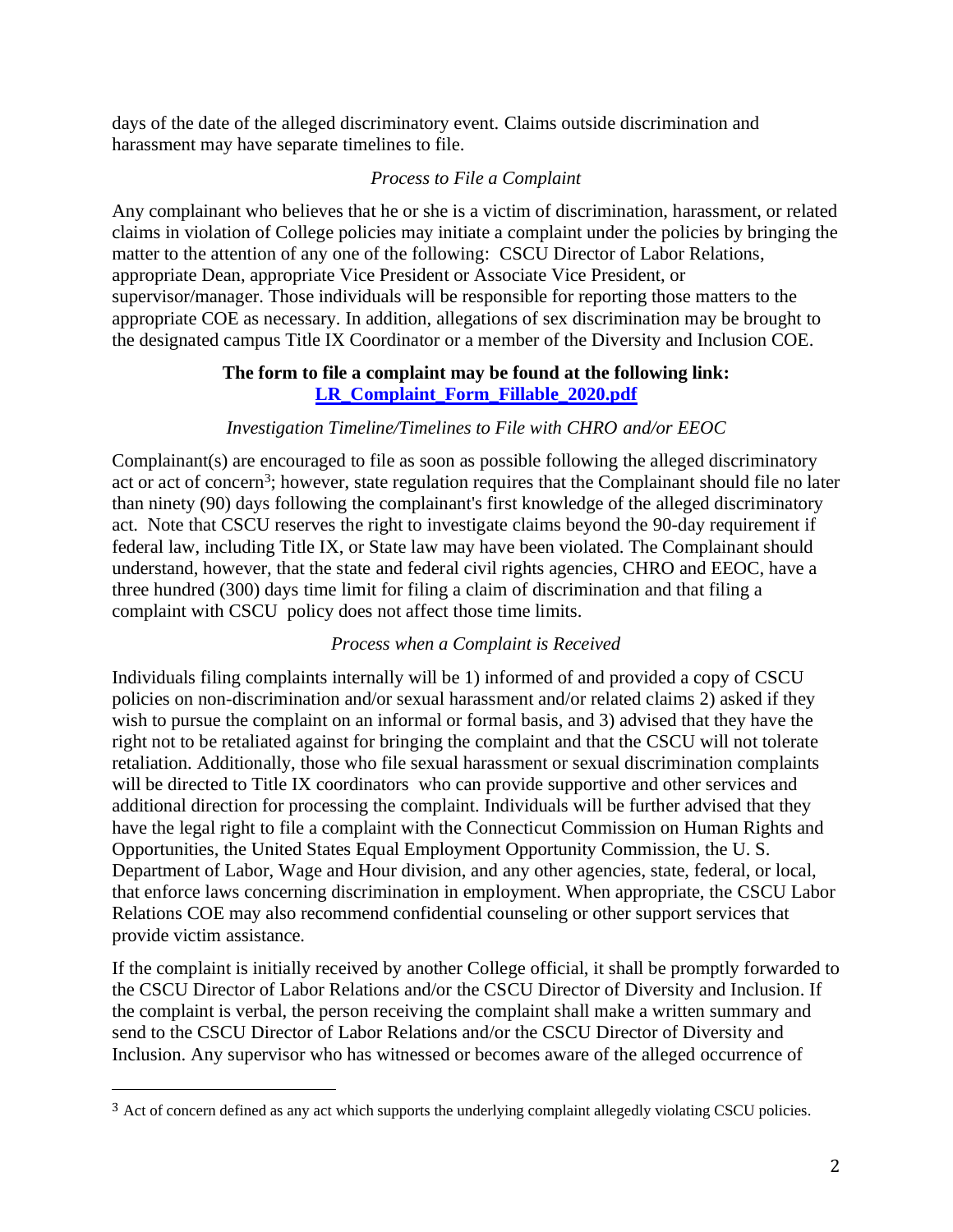days of the date of the alleged discriminatory event. Claims outside discrimination and harassment may have separate timelines to file.

*Process to File a Complaint*

Any complainant who believes that he or she is a victim of discrimination, harassment, or related claims in violation of College policies may initiate a complaint under the policies by bringing the matter to the attention of any one of the following: CSCU Director of Labor Relations, appropriate Dean, appropriate Vice President or Associate Vice President, or supervisor/manager. Those individuals will be responsible for reporting those matters to the appropriate COE as necessary. In addition, allegations of sex discrimination may be brought to the designated campus Title IX Coordinator or a member of the Diversity and Inclusion COE.

**The form to file a complaint may be found at the following link:**
**LR_Complaint_Form_Fillable_2020.pdf**

*Investigation Timeline/Timelines to File with CHRO and/or EEOC*

Complainant(s) are encouraged to file as soon as possible following the alleged discriminatory act or act of concern[3]; however, state regulation requires that the Complainant should file no later than ninety (90) days following the complainant's first knowledge of the alleged discriminatory act. Note that CSCU reserves the right to investigate claims beyond the 90-day requirement if federal law, including Title IX, or State law may have been violated. The Complainant should understand, however, that the state and federal civil rights agencies, CHRO and EEOC, have a three hundred (300) days time limit for filing a claim of discrimination and that filing a complaint with CSCU policy does not affect those time limits.

*Process when a Complaint is Received*

Individuals filing complaints internally will be 1) informed of and provided a copy of CSCU policies on non-discrimination and/or sexual harassment and/or related claims 2) asked if they wish to pursue the complaint on an informal or formal basis, and 3) advised that they have the right not to be retaliated against for bringing the complaint and that the CSCU will not tolerate retaliation. Additionally, those who file sexual harassment or sexual discrimination complaints will be directed to Title IX coordinators who can provide supportive and other services and additional direction for processing the complaint. Individuals will be further advised that they have the legal right to file a complaint with the Connecticut Commission on Human Rights and Opportunities, the United States Equal Employment Opportunity Commission, the U. S. Department of Labor, Wage and Hour division, and any other agencies, state, federal, or local, that enforce laws concerning discrimination in employment. When appropriate, the CSCU Labor Relations COE may also recommend confidential counseling or other support services that provide victim assistance.

If the complaint is initially received by another College official, it shall be promptly forwarded to the CSCU Director of Labor Relations and/or the CSCU Director of Diversity and Inclusion. If the complaint is verbal, the person receiving the complaint shall make a written summary and send to the CSCU Director of Labor Relations and/or the CSCU Director of Diversity and Inclusion. Any supervisor who has witnessed or becomes aware of the alleged occurrence of

---

[3] Act of concern defined as any act which supports the underlying complaint allegedly violating CSCU policies.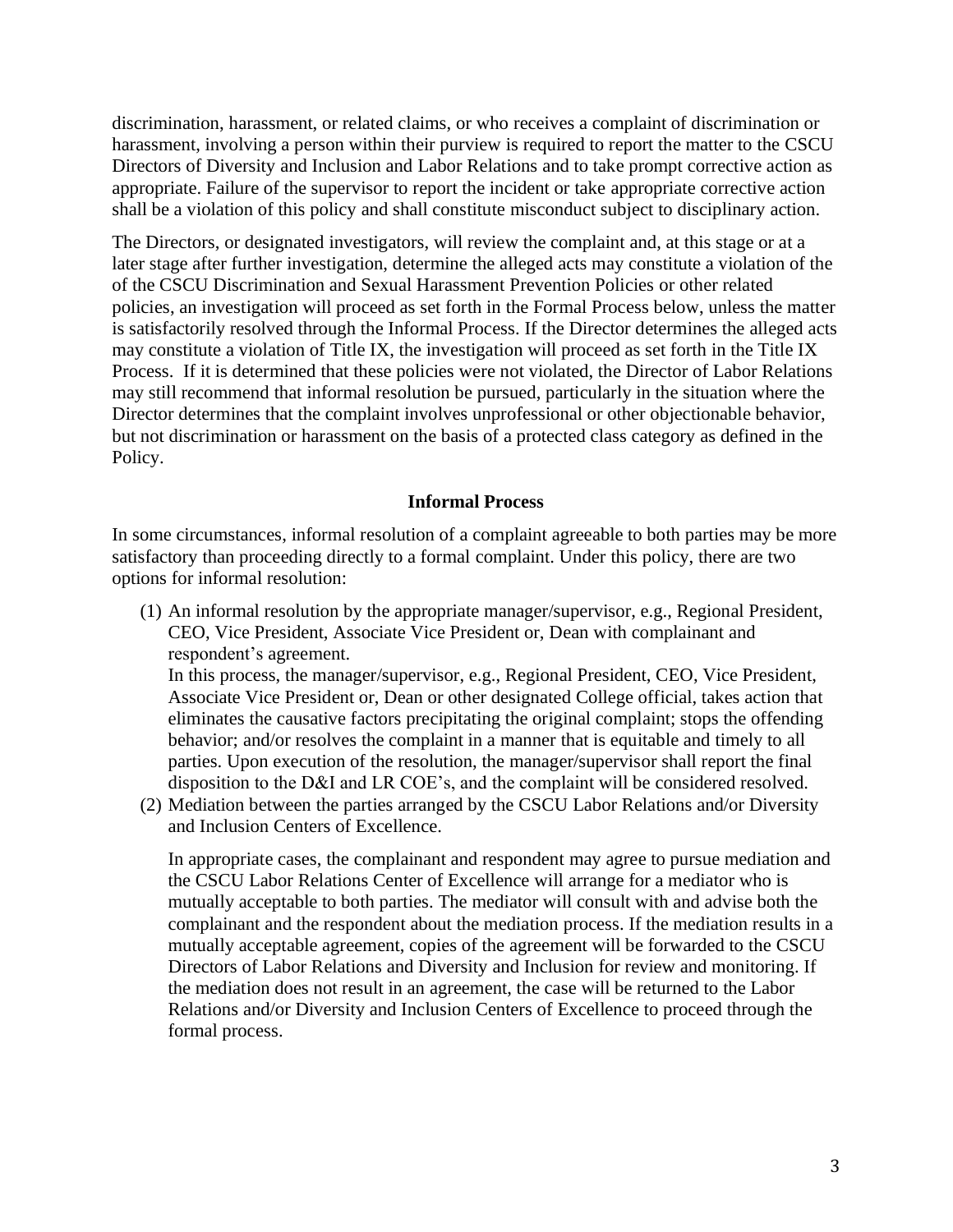discrimination, harassment, or related claims, or who receives a complaint of discrimination or harassment, involving a person within their purview is required to report the matter to the CSCU Directors of Diversity and Inclusion and Labor Relations and to take prompt corrective action as appropriate. Failure of the supervisor to report the incident or take appropriate corrective action shall be a violation of this policy and shall constitute misconduct subject to disciplinary action.

The Directors, or designated investigators, will review the complaint and, at this stage or at a later stage after further investigation, determine the alleged acts may constitute a violation of the of the CSCU Discrimination and Sexual Harassment Prevention Policies or other related policies, an investigation will proceed as set forth in the Formal Process below, unless the matter is satisfactorily resolved through the Informal Process. If the Director determines the alleged acts may constitute a violation of Title IX, the investigation will proceed as set forth in the Title IX Process. If it is determined that these policies were not violated, the Director of Labor Relations may still recommend that informal resolution be pursued, particularly in the situation where the Director determines that the complaint involves unprofessional or other objectionable behavior, but not discrimination or harassment on the basis of a protected class category as defined in the Policy.

**Informal Process**

In some circumstances, informal resolution of a complaint agreeable to both parties may be more satisfactory than proceeding directly to a formal complaint. Under this policy, there are two options for informal resolution:

(1) An informal resolution by the appropriate manager/supervisor, e.g., Regional President, CEO, Vice President, Associate Vice President or, Dean with complainant and respondent's agreement.
In this process, the manager/supervisor, e.g., Regional President, CEO, Vice President, Associate Vice President or, Dean or other designated College official, takes action that eliminates the causative factors precipitating the original complaint; stops the offending behavior; and/or resolves the complaint in a manner that is equitable and timely to all parties. Upon execution of the resolution, the manager/supervisor shall report the final disposition to the D&I and LR COE's, and the complaint will be considered resolved.

(2) Mediation between the parties arranged by the CSCU Labor Relations and/or Diversity and Inclusion Centers of Excellence.

In appropriate cases, the complainant and respondent may agree to pursue mediation and the CSCU Labor Relations Center of Excellence will arrange for a mediator who is mutually acceptable to both parties. The mediator will consult with and advise both the complainant and the respondent about the mediation process. If the mediation results in a mutually acceptable agreement, copies of the agreement will be forwarded to the CSCU Directors of Labor Relations and Diversity and Inclusion for review and monitoring. If the mediation does not result in an agreement, the case will be returned to the Labor Relations and/or Diversity and Inclusion Centers of Excellence to proceed through the formal process.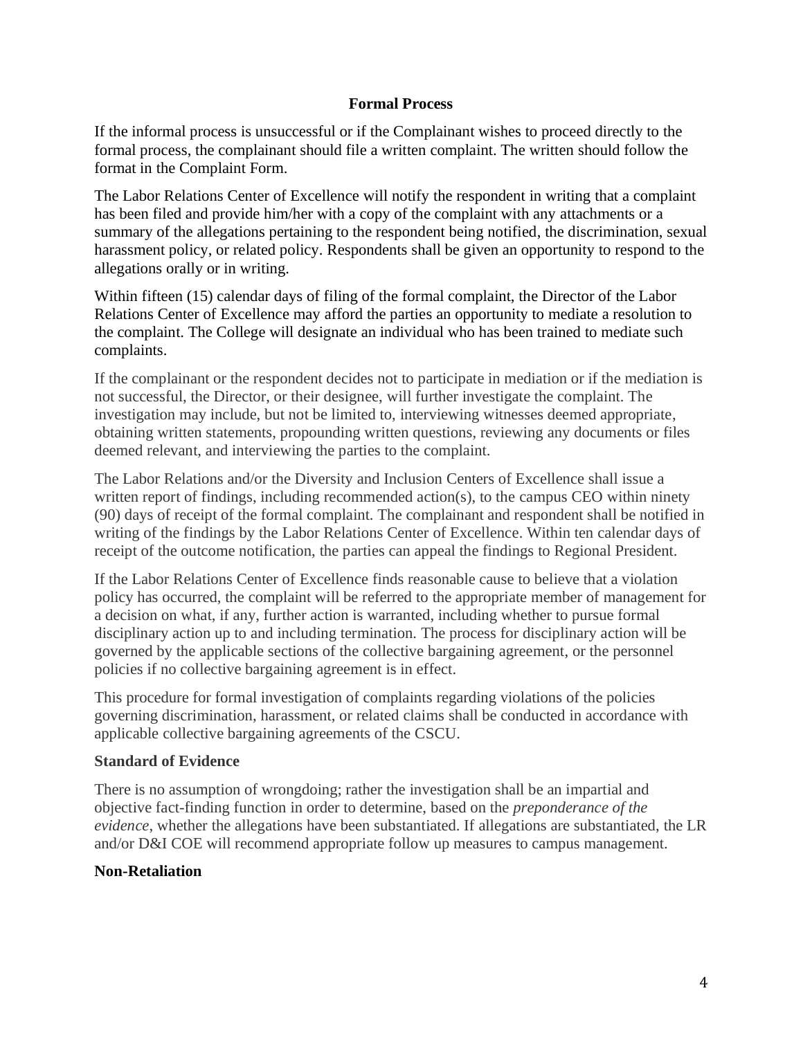## Formal Process

If the informal process is unsuccessful or if the Complainant wishes to proceed directly to the formal process, the complainant should file a written complaint. The written should follow the format in the Complaint Form.

The Labor Relations Center of Excellence will notify the respondent in writing that a complaint has been filed and provide him/her with a copy of the complaint with any attachments or a summary of the allegations pertaining to the respondent being notified, the discrimination, sexual harassment policy, or related policy. Respondents shall be given an opportunity to respond to the allegations orally or in writing.

Within fifteen (15) calendar days of filing of the formal complaint, the Director of the Labor Relations Center of Excellence may afford the parties an opportunity to mediate a resolution to the complaint. The College will designate an individual who has been trained to mediate such complaints.

If the complainant or the respondent decides not to participate in mediation or if the mediation is not successful, the Director, or their designee, will further investigate the complaint. The investigation may include, but not be limited to, interviewing witnesses deemed appropriate, obtaining written statements, propounding written questions, reviewing any documents or files deemed relevant, and interviewing the parties to the complaint.

The Labor Relations and/or the Diversity and Inclusion Centers of Excellence shall issue a written report of findings, including recommended action(s), to the campus CEO within ninety (90) days of receipt of the formal complaint. The complainant and respondent shall be notified in writing of the findings by the Labor Relations Center of Excellence. Within ten calendar days of receipt of the outcome notification, the parties can appeal the findings to Regional President.

If the Labor Relations Center of Excellence finds reasonable cause to believe that a violation policy has occurred, the complaint will be referred to the appropriate member of management for a decision on what, if any, further action is warranted, including whether to pursue formal disciplinary action up to and including termination. The process for disciplinary action will be governed by the applicable sections of the collective bargaining agreement, or the personnel policies if no collective bargaining agreement is in effect.

This procedure for formal investigation of complaints regarding violations of the policies governing discrimination, harassment, or related claims shall be conducted in accordance with applicable collective bargaining agreements of the CSCU.

### Standard of Evidence

There is no assumption of wrongdoing; rather the investigation shall be an impartial and objective fact-finding function in order to determine, based on the *preponderance of the evidence*, whether the allegations have been substantiated. If allegations are substantiated, the LR and/or D&I COE will recommend appropriate follow up measures to campus management.

### Non-Retaliation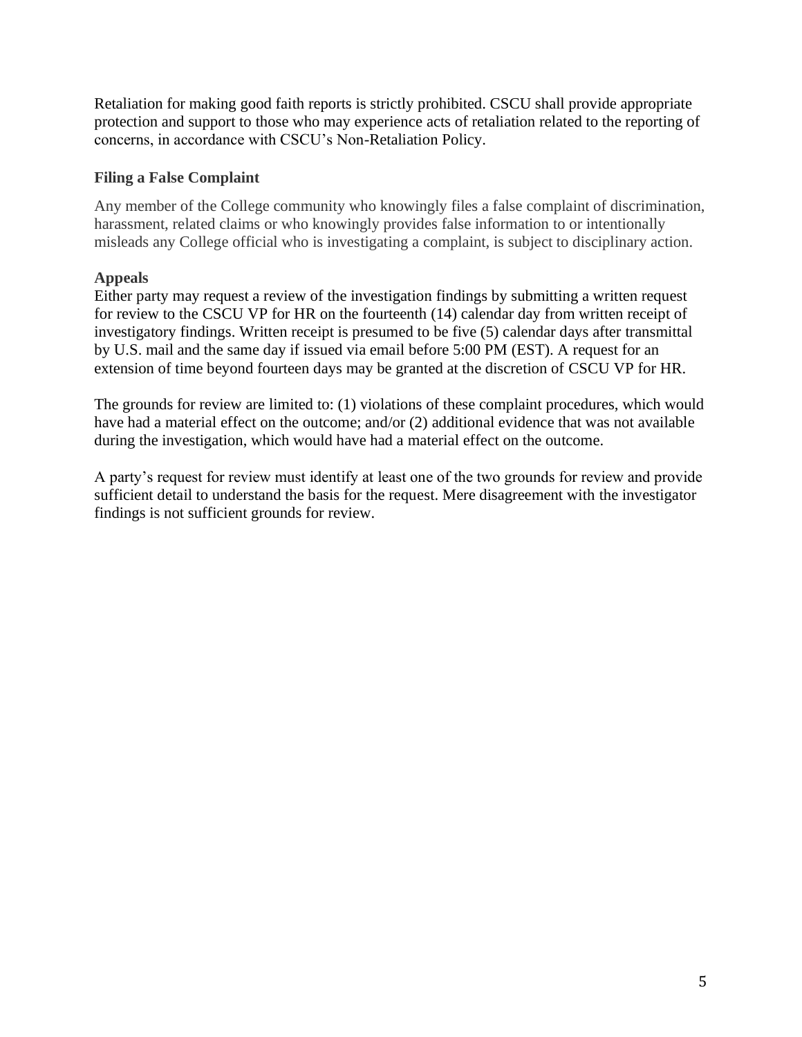Retaliation for making good faith reports is strictly prohibited. CSCU shall provide appropriate protection and support to those who may experience acts of retaliation related to the reporting of concerns, in accordance with CSCU's Non-Retaliation Policy.

### Filing a False Complaint

Any member of the College community who knowingly files a false complaint of discrimination, harassment, related claims or who knowingly provides false information to or intentionally misleads any College official who is investigating a complaint, is subject to disciplinary action.

### Appeals

Either party may request a review of the investigation findings by submitting a written request for review to the CSCU VP for HR on the fourteenth (14) calendar day from written receipt of investigatory findings. Written receipt is presumed to be five (5) calendar days after transmittal by U.S. mail and the same day if issued via email before 5:00 PM (EST). A request for an extension of time beyond fourteen days may be granted at the discretion of CSCU VP for HR.

The grounds for review are limited to: (1) violations of these complaint procedures, which would have had a material effect on the outcome; and/or (2) additional evidence that was not available during the investigation, which would have had a material effect on the outcome.

A party's request for review must identify at least one of the two grounds for review and provide sufficient detail to understand the basis for the request. Mere disagreement with the investigator findings is not sufficient grounds for review.